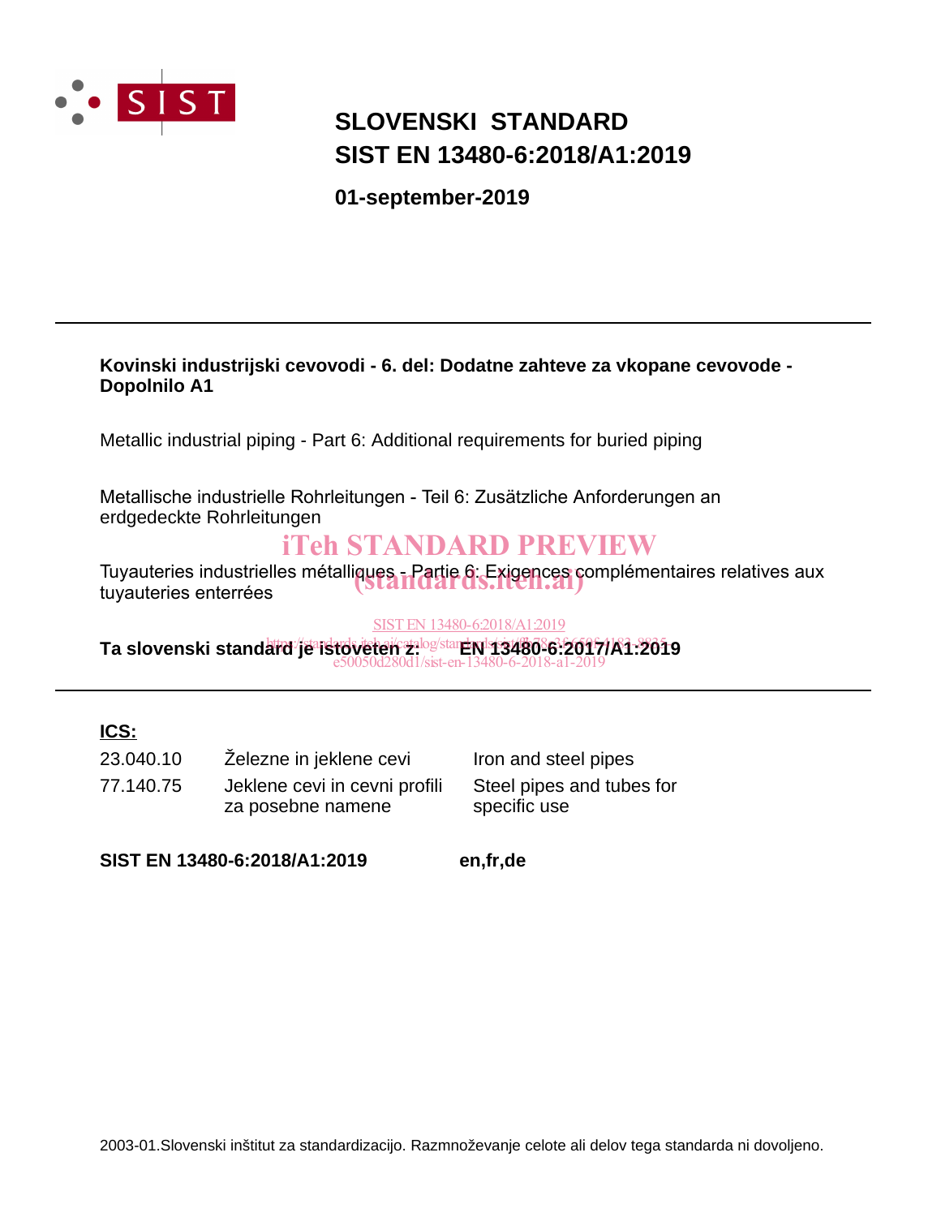# SLOVENSKI STANDARD
# SIST EN 13480-6:2018/A1:2019

**01-september-2019**

---

**Kovinski industrijski cevovodi - 6. del: Dodatne zahteve za vkopane cevovode - Dopolnilo A1**

Metallic industrial piping - Part 6: Additional requirements for buried piping

Metallische industrielle Rohrleitungen - Teil 6: Zusätzliche Anforderungen an erdgedeckte Rohrleitungen

iTeh STANDARD PREVIEW
(standards.iteh.ai)

Tuyauteries industrielles métalliques - Partie 6: Exigences complémentaires relatives aux tuyauteries enterrées

SIST EN 13480-6:2018/A1:2019

**Ta slovenski standard je istoveten z: EN 13480-6:2017/A1:2019**

https://standards.iteh.ai/catalog/standards/sist/f8c78a36-6595-4182-8925-e50050d280d1/sist-en-13480-6-2018-a1-2019

---

**ICS:**

| | | |
|---|---|---|
| 23.040.10 | Železne in jeklene cevi | Iron and steel pipes |
| 77.140.75 | Jeklene cevi in cevni profili za posebne namene | Steel pipes and tubes for specific use |

**SIST EN 13480-6:2018/A1:2019** **en,fr,de**

2003-01.Slovenski inštitut za standardizacijo. Razmnoževanje celote ali delov tega standarda ni dovoljeno.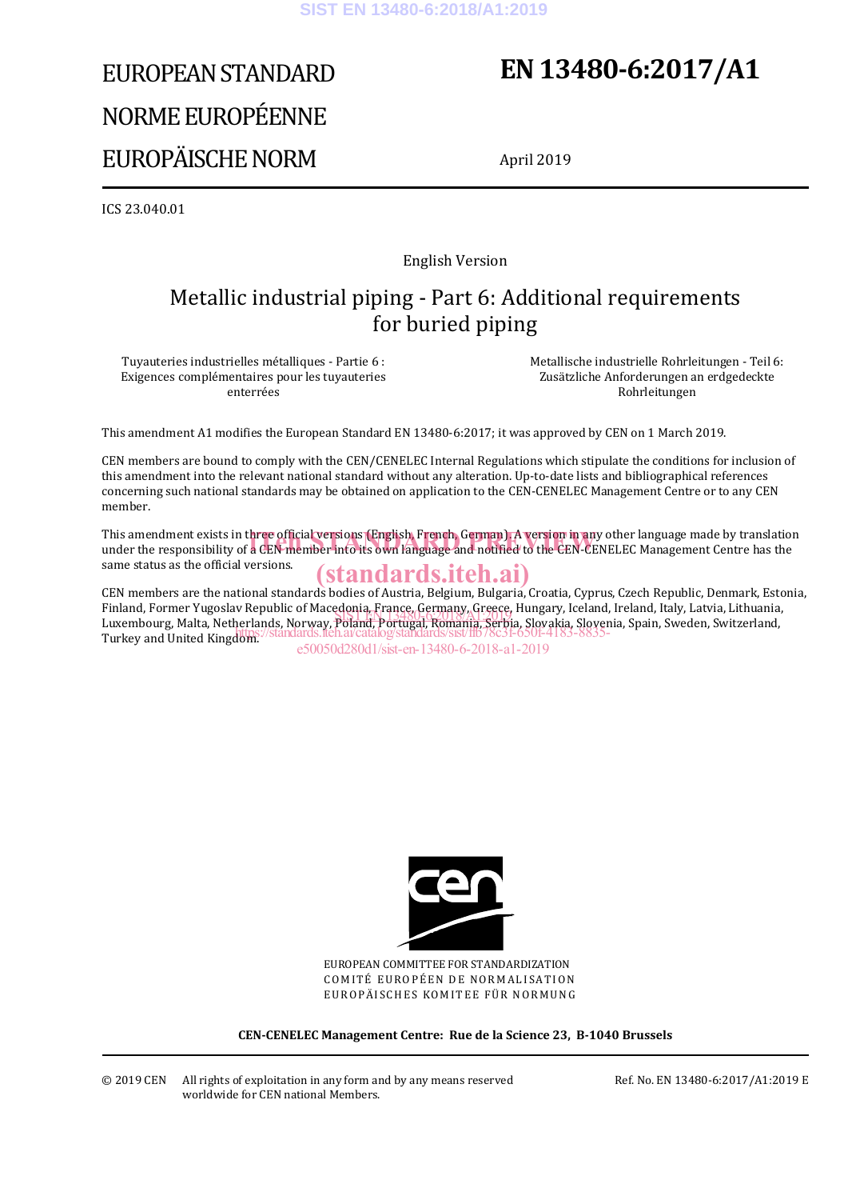# EUROPEAN STANDARD
# NORME EUROPÉENNE
# EUROPÄISCHE NORM

# EN 13480-6:2017/A1

April 2019

ICS 23.040.01

English Version

## Metallic industrial piping - Part 6: Additional requirements for buried piping

Tuyauteries industrielles métalliques - Partie 6 : Exigences complémentaires pour les tuyauteries enterrées

Metallische industrielle Rohrleitungen - Teil 6: Zusätzliche Anforderungen an erdgedeckte Rohrleitungen

This amendment A1 modifies the European Standard EN 13480-6:2017; it was approved by CEN on 1 March 2019.

CEN members are bound to comply with the CEN/CENELEC Internal Regulations which stipulate the conditions for inclusion of this amendment into the relevant national standard without any alteration. Up-to-date lists and bibliographical references concerning such national standards may be obtained on application to the CEN-CENELEC Management Centre or to any CEN member.

This amendment exists in three official versions (English, French, German). A version in any other language made by translation under the responsibility of a CEN member into its own language and notified to the CEN-CENELEC Management Centre has the same status as the official versions.

CEN members are the national standards bodies of Austria, Belgium, Bulgaria, Croatia, Cyprus, Czech Republic, Denmark, Estonia, Finland, Former Yugoslav Republic of Macedonia, France, Germany, Greece, Hungary, Iceland, Ireland, Italy, Latvia, Lithuania, Luxembourg, Malta, Netherlands, Norway, Poland, Portugal, Romania, Serbia, Slovakia, Slovenia, Spain, Sweden, Switzerland, Turkey and United Kingdom.

EUROPEAN COMMITTEE FOR STANDARDIZATION
COMITÉ EUROPÉEN DE NORMALISATION
EUROPÄISCHES KOMITEE FÜR NORMUNG

**CEN-CENELEC Management Centre: Rue de la Science 23, B-1040 Brussels**

© 2019 CEN All rights of exploitation in any form and by any means reserved worldwide for CEN national Members.

Ref. No. EN 13480-6:2017/A1:2019 E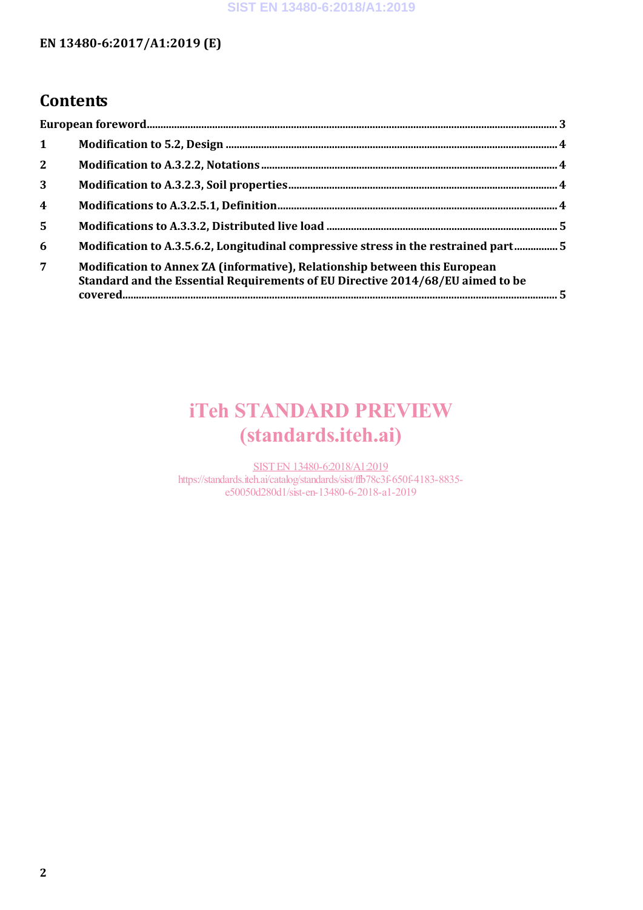## Contents

European foreword ... 3

1 Modification to 5.2, Design ... 4

2 Modification to A.3.2.2, Notations ... 4

3 Modification to A.3.2.3, Soil properties ... 4

4 Modifications to A.3.2.5.1, Definition ... 4

5 Modifications to A.3.3.2, Distributed live load ... 5

6 Modification to A.3.5.6.2, Longitudinal compressive stress in the restrained part ... 5

7 Modification to Annex ZA (informative), Relationship between this European Standard and the Essential Requirements of EU Directive 2014/68/EU aimed to be covered ... 5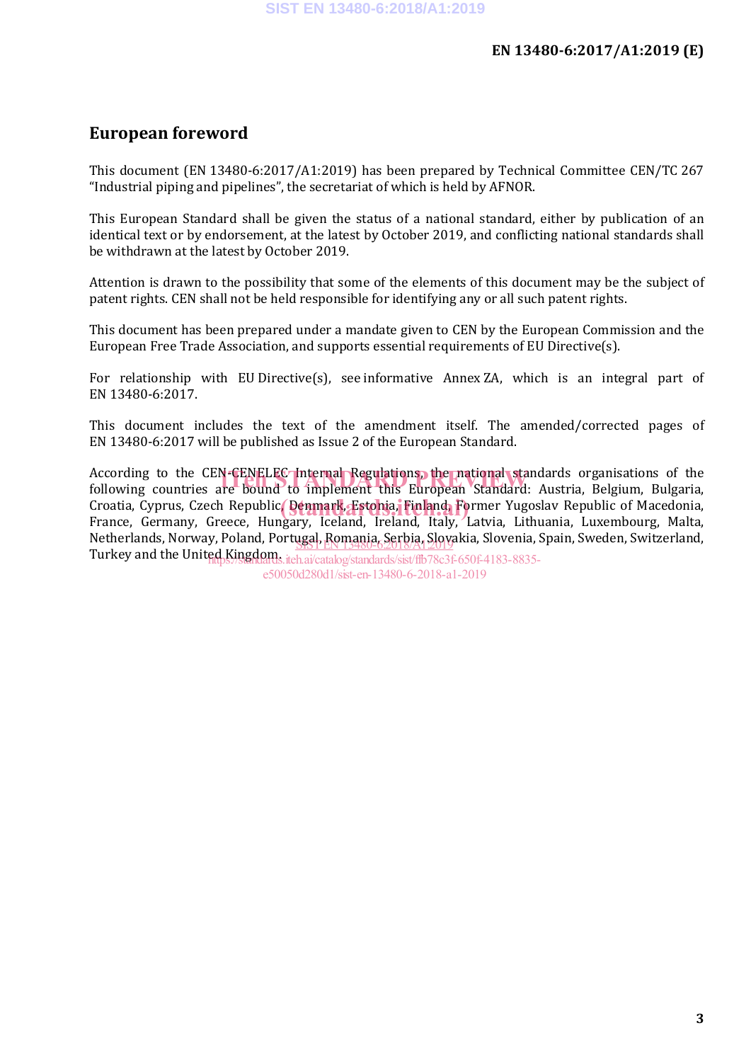# European foreword

This document (EN 13480-6:2017/A1:2019) has been prepared by Technical Committee CEN/TC 267 "Industrial piping and pipelines", the secretariat of which is held by AFNOR.

This European Standard shall be given the status of a national standard, either by publication of an identical text or by endorsement, at the latest by October 2019, and conflicting national standards shall be withdrawn at the latest by October 2019.

Attention is drawn to the possibility that some of the elements of this document may be the subject of patent rights. CEN shall not be held responsible for identifying any or all such patent rights.

This document has been prepared under a mandate given to CEN by the European Commission and the European Free Trade Association, and supports essential requirements of EU Directive(s).

For relationship with EU Directive(s), see informative Annex ZA, which is an integral part of EN 13480-6:2017.

This document includes the text of the amendment itself. The amended/corrected pages of EN 13480-6:2017 will be published as Issue 2 of the European Standard.

According to the CEN-CENELEC Internal Regulations, the national standards organisations of the following countries are bound to implement this European Standard: Austria, Belgium, Bulgaria, Croatia, Cyprus, Czech Republic, Denmark, Estonia, Finland, Former Yugoslav Republic of Macedonia, France, Germany, Greece, Hungary, Iceland, Ireland, Italy, Latvia, Lithuania, Luxembourg, Malta, Netherlands, Norway, Poland, Portugal, Romania, Serbia, Slovakia, Slovenia, Spain, Sweden, Switzerland, Turkey and the United Kingdom.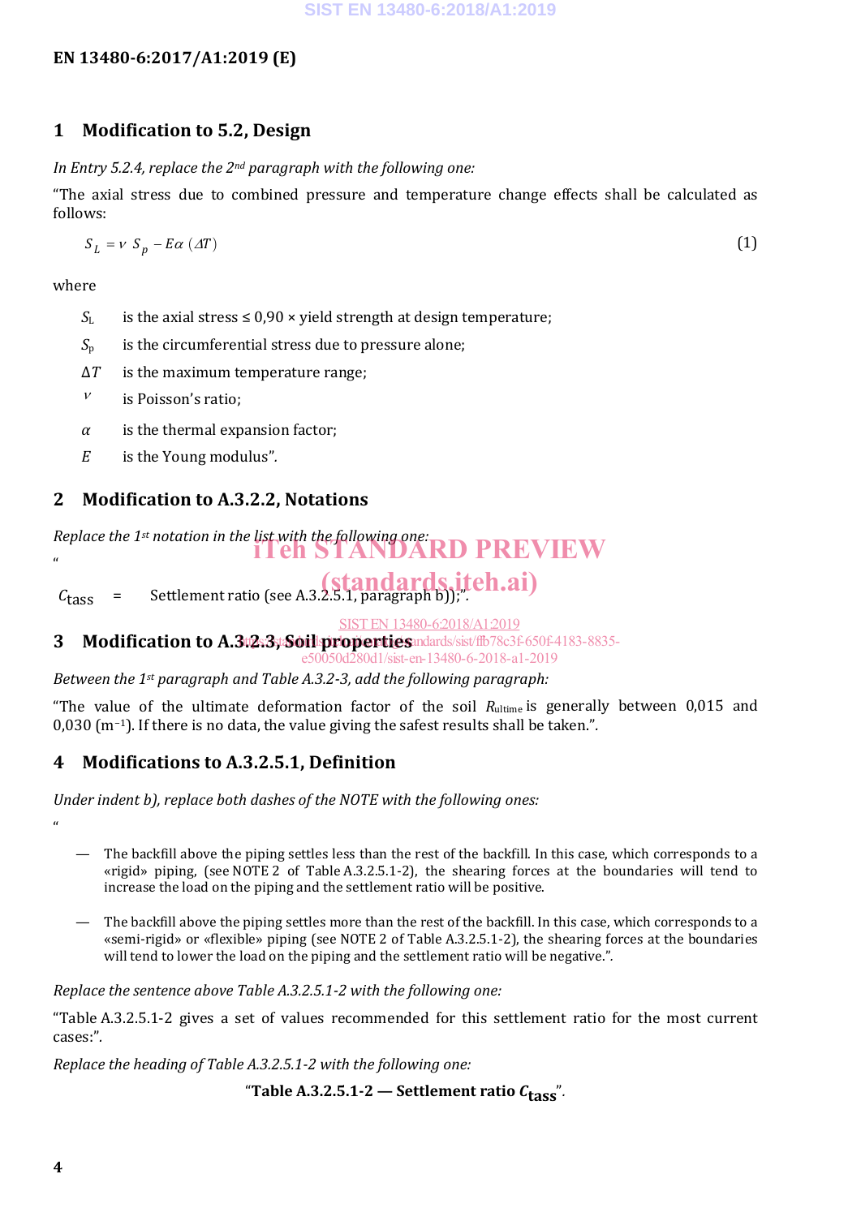## 1 Modification to 5.2, Design

*In Entry 5.2.4, replace the 2nd paragraph with the following one:*

"The axial stress due to combined pressure and temperature change effects shall be calculated as follows:

$$S_L = \nu \ S_p - E\alpha \ (\Delta T) \tag{1}$$

where

- $S_L$ is the axial stress ≤ 0,90 × yield strength at design temperature;
- $S_p$ is the circumferential stress due to pressure alone;
- $\Delta T$ is the maximum temperature range;
- $\nu$ is Poisson's ratio;
- $\alpha$ is the thermal expansion factor;
- $E$ is the Young modulus".

## 2 Modification to A.3.2.2, Notations

*Replace the 1st notation in the list with the following one:*

"

$C_{tass}$ = Settlement ratio (see A.3.2.5.1, paragraph b));".

## 3 Modification to A.3.2.3, Soil properties

*Between the 1st paragraph and Table A.3.2-3, add the following paragraph:*

"The value of the ultimate deformation factor of the soil $R_{ultime}$ is generally between 0,015 and 0,030 ($m^{-1}$). If there is no data, the value giving the safest results shall be taken.".

## 4 Modifications to A.3.2.5.1, Definition

*Under indent b), replace both dashes of the NOTE with the following ones:*

"

- The backfill above the piping settles less than the rest of the backfill. In this case, which corresponds to a «rigid» piping, (see NOTE 2 of Table A.3.2.5.1-2), the shearing forces at the boundaries will tend to increase the load on the piping and the settlement ratio will be positive.
- The backfill above the piping settles more than the rest of the backfill. In this case, which corresponds to a «semi-rigid» or «flexible» piping (see NOTE 2 of Table A.3.2.5.1-2), the shearing forces at the boundaries will tend to lower the load on the piping and the settlement ratio will be negative.".

*Replace the sentence above Table A.3.2.5.1-2 with the following one:*

"Table A.3.2.5.1-2 gives a set of values recommended for this settlement ratio for the most current cases:".

*Replace the heading of Table A.3.2.5.1-2 with the following one:*

"**Table A.3.2.5.1-2 — Settlement ratio $C_{tass}$**".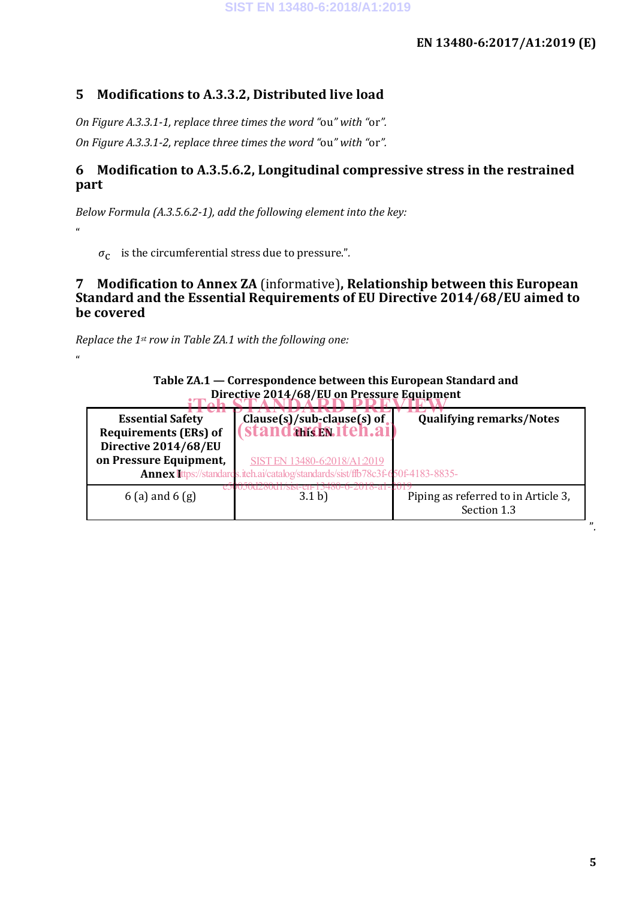## 5 Modifications to A.3.3.2, Distributed live load

*On Figure A.3.3.1-1, replace three times the word "*ou*" with "*or*".*

*On Figure A.3.3.1-2, replace three times the word "*ou*" with "*or*".*

## 6 Modification to A.3.5.6.2, Longitudinal compressive stress in the restrained part

*Below Formula (A.3.5.6.2-1), add the following element into the key:*

"

$\sigma_c$ is the circumferential stress due to pressure.".

## 7 Modification to Annex ZA (informative), Relationship between this European Standard and the Essential Requirements of EU Directive 2014/68/EU aimed to be covered

*Replace the 1st row in Table ZA.1 with the following one:*

"

**Table ZA.1 — Correspondence between this European Standard and Directive 2014/68/EU on Pressure Equipment**

| Essential Safety Requirements (ERs) of Directive 2014/68/EU on Pressure Equipment, Annex I | Clause(s)/sub-clause(s) of this EN | Qualifying remarks/Notes |
|---|---|---|
| 6 (a) and 6 (g) | 3.1 b) | Piping as referred to in Article 3, Section 1.3 |

".